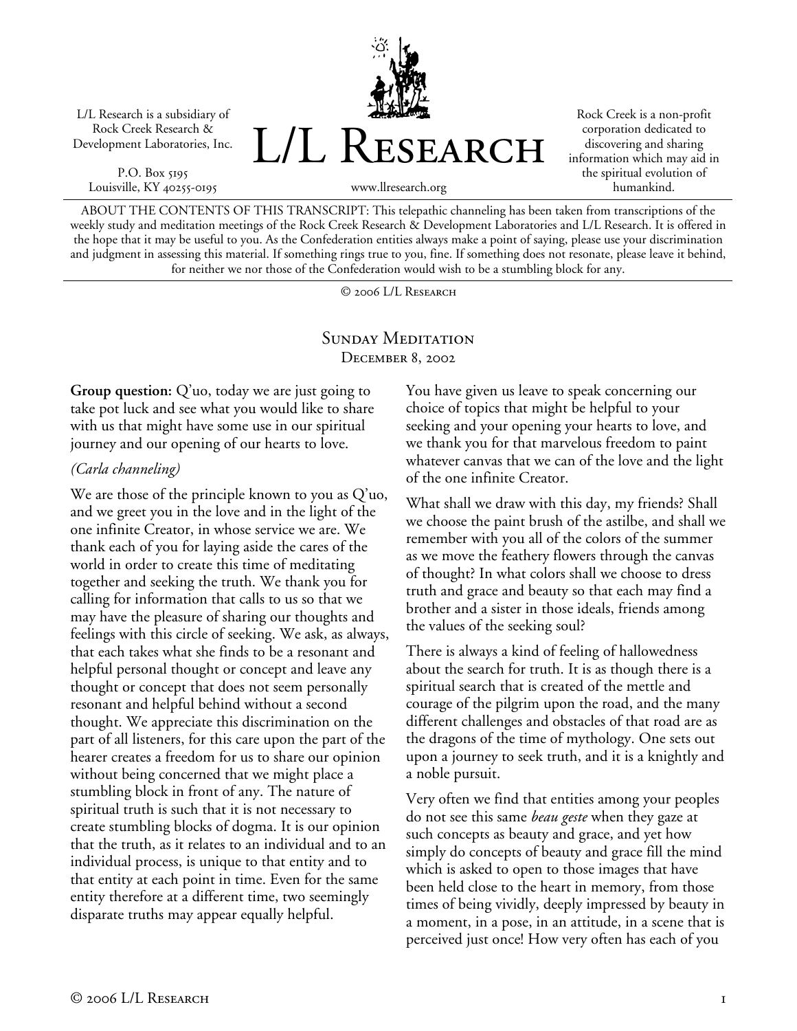L/L Research is a subsidiary of Rock Creek Research & Development Laboratories, Inc.

P.O. Box 5195
Louisville, KY 40255-0195

# L/L Research

www.llresearch.org

Rock Creek is a non-profit corporation dedicated to discovering and sharing information which may aid in the spiritual evolution of humankind.

ABOUT THE CONTENTS OF THIS TRANSCRIPT: This telepathic channeling has been taken from transcriptions of the weekly study and meditation meetings of the Rock Creek Research & Development Laboratories and L/L Research. It is offered in the hope that it may be useful to you. As the Confederation entities always make a point of saying, please use your discrimination and judgment in assessing this material. If something rings true to you, fine. If something does not resonate, please leave it behind, for neither we nor those of the Confederation would wish to be a stumbling block for any.

© 2006 L/L Research

## Sunday Meditation
### December 8, 2002

**Group question:** Q'uo, today we are just going to take pot luck and see what you would like to share with us that might have some use in our spiritual journey and our opening of our hearts to love.

*(Carla channeling)*

We are those of the principle known to you as Q'uo, and we greet you in the love and in the light of the one infinite Creator, in whose service we are. We thank each of you for laying aside the cares of the world in order to create this time of meditating together and seeking the truth. We thank you for calling for information that calls to us so that we may have the pleasure of sharing our thoughts and feelings with this circle of seeking. We ask, as always, that each takes what she finds to be a resonant and helpful personal thought or concept and leave any thought or concept that does not seem personally resonant and helpful behind without a second thought. We appreciate this discrimination on the part of all listeners, for this care upon the part of the hearer creates a freedom for us to share our opinion without being concerned that we might place a stumbling block in front of any. The nature of spiritual truth is such that it is not necessary to create stumbling blocks of dogma. It is our opinion that the truth, as it relates to an individual and to an individual process, is unique to that entity and to that entity at each point in time. Even for the same entity therefore at a different time, two seemingly disparate truths may appear equally helpful.

You have given us leave to speak concerning our choice of topics that might be helpful to your seeking and your opening your hearts to love, and we thank you for that marvelous freedom to paint whatever canvas that we can of the love and the light of the one infinite Creator.

What shall we draw with this day, my friends? Shall we choose the paint brush of the astilbe, and shall we remember with you all of the colors of the summer as we move the feathery flowers through the canvas of thought? In what colors shall we choose to dress truth and grace and beauty so that each may find a brother and a sister in those ideals, friends among the values of the seeking soul?

There is always a kind of feeling of hallowedness about the search for truth. It is as though there is a spiritual search that is created of the mettle and courage of the pilgrim upon the road, and the many different challenges and obstacles of that road are as the dragons of the time of mythology. One sets out upon a journey to seek truth, and it is a knightly and a noble pursuit.

Very often we find that entities among your peoples do not see this same *beau geste* when they gaze at such concepts as beauty and grace, and yet how simply do concepts of beauty and grace fill the mind which is asked to open to those images that have been held close to the heart in memory, from those times of being vividly, deeply impressed by beauty in a moment, in a pose, in an attitude, in a scene that is perceived just once! How very often has each of you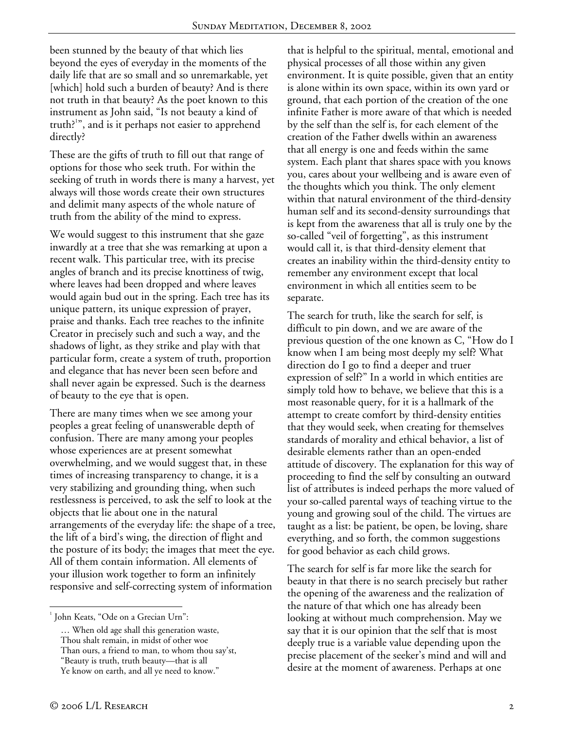been stunned by the beauty of that which lies beyond the eyes of everyday in the moments of the daily life that are so small and so unremarkable, yet [which] hold such a burden of beauty? And is there not truth in that beauty? As the poet known to this instrument as John said, "Is not beauty a kind of truth?[1]", and is it perhaps not easier to apprehend directly?

These are the gifts of truth to fill out that range of options for those who seek truth. For within the seeking of truth in words there is many a harvest, yet always will those words create their own structures and delimit many aspects of the whole nature of truth from the ability of the mind to express.

We would suggest to this instrument that she gaze inwardly at a tree that she was remarking at upon a recent walk. This particular tree, with its precise angles of branch and its precise knottiness of twig, where leaves had been dropped and where leaves would again bud out in the spring. Each tree has its unique pattern, its unique expression of prayer, praise and thanks. Each tree reaches to the infinite Creator in precisely such and such a way, and the shadows of light, as they strike and play with that particular form, create a system of truth, proportion and elegance that has never been seen before and shall never again be expressed. Such is the dearness of beauty to the eye that is open.

There are many times when we see among your peoples a great feeling of unanswerable depth of confusion. There are many among your peoples whose experiences are at present somewhat overwhelming, and we would suggest that, in these times of increasing transparency to change, it is a very stabilizing and grounding thing, when such restlessness is perceived, to ask the self to look at the objects that lie about one in the natural arrangements of the everyday life: the shape of a tree, the lift of a bird's wing, the direction of flight and the posture of its body; the images that meet the eye. All of them contain information. All elements of your illusion work together to form an infinitely responsive and self-correcting system of information that is helpful to the spiritual, mental, emotional and physical processes of all those within any given environment. It is quite possible, given that an entity is alone within its own space, within its own yard or ground, that each portion of the creation of the one infinite Father is more aware of that which is needed by the self than the self is, for each element of the creation of the Father dwells within an awareness that all energy is one and feeds within the same system. Each plant that shares space with you knows you, cares about your wellbeing and is aware even of the thoughts which you think. The only element within that natural environment of the third-density human self and its second-density surroundings that is kept from the awareness that all is truly one by the so-called "veil of forgetting", as this instrument would call it, is that third-density element that creates an inability within the third-density entity to remember any environment except that local environment in which all entities seem to be separate.

The search for truth, like the search for self, is difficult to pin down, and we are aware of the previous question of the one known as C, "How do I know when I am being most deeply my self? What direction do I go to find a deeper and truer expression of self?" In a world in which entities are simply told how to behave, we believe that this is a most reasonable query, for it is a hallmark of the attempt to create comfort by third-density entities that they would seek, when creating for themselves standards of morality and ethical behavior, a list of desirable elements rather than an open-ended attitude of discovery. The explanation for this way of proceeding to find the self by consulting an outward list of attributes is indeed perhaps the more valued of your so-called parental ways of teaching virtue to the young and growing soul of the child. The virtues are taught as a list: be patient, be open, be loving, share everything, and so forth, the common suggestions for good behavior as each child grows.

The search for self is far more like the search for beauty in that there is no search precisely but rather the opening of the awareness and the realization of the nature of that which one has already been looking at without much comprehension. May we say that it is our opinion that the self that is most deeply true is a variable value depending upon the precise placement of the seeker's mind and will and desire at the moment of awareness. Perhaps at one

---

[1] John Keats, "Ode on a Grecian Urn":

> … When old age shall this generation waste,
> Thou shalt remain, in midst of other woe
> Than ours, a friend to man, to whom thou say'st,
> "Beauty is truth, truth beauty—that is all
> Ye know on earth, and all ye need to know."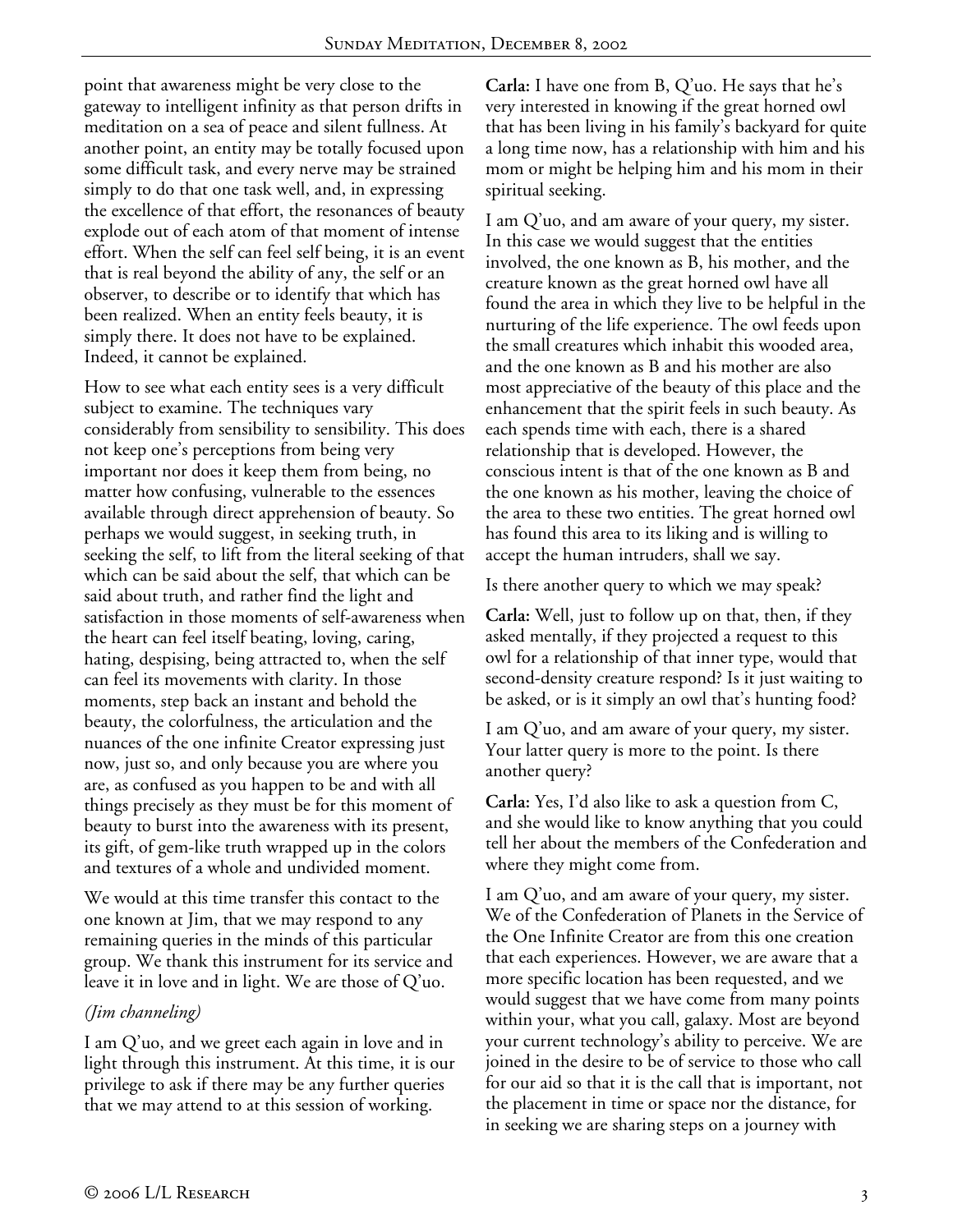point that awareness might be very close to the gateway to intelligent infinity as that person drifts in meditation on a sea of peace and silent fullness. At another point, an entity may be totally focused upon some difficult task, and every nerve may be strained simply to do that one task well, and, in expressing the excellence of that effort, the resonances of beauty explode out of each atom of that moment of intense effort. When the self can feel self being, it is an event that is real beyond the ability of any, the self or an observer, to describe or to identify that which has been realized. When an entity feels beauty, it is simply there. It does not have to be explained. Indeed, it cannot be explained.

How to see what each entity sees is a very difficult subject to examine. The techniques vary considerably from sensibility to sensibility. This does not keep one's perceptions from being very important nor does it keep them from being, no matter how confusing, vulnerable to the essences available through direct apprehension of beauty. So perhaps we would suggest, in seeking truth, in seeking the self, to lift from the literal seeking of that which can be said about the self, that which can be said about truth, and rather find the light and satisfaction in those moments of self-awareness when the heart can feel itself beating, loving, caring, hating, despising, being attracted to, when the self can feel its movements with clarity. In those moments, step back an instant and behold the beauty, the colorfulness, the articulation and the nuances of the one infinite Creator expressing just now, just so, and only because you are where you are, as confused as you happen to be and with all things precisely as they must be for this moment of beauty to burst into the awareness with its present, its gift, of gem-like truth wrapped up in the colors and textures of a whole and undivided moment.

We would at this time transfer this contact to the one known at Jim, that we may respond to any remaining queries in the minds of this particular group. We thank this instrument for its service and leave it in love and in light. We are those of Q'uo.

*(Jim channeling)*

I am Q'uo, and we greet each again in love and in light through this instrument. At this time, it is our privilege to ask if there may be any further queries that we may attend to at this session of working.

**Carla:** I have one from B, Q'uo. He says that he's very interested in knowing if the great horned owl that has been living in his family's backyard for quite a long time now, has a relationship with him and his mom or might be helping him and his mom in their spiritual seeking.

I am Q'uo, and am aware of your query, my sister. In this case we would suggest that the entities involved, the one known as B, his mother, and the creature known as the great horned owl have all found the area in which they live to be helpful in the nurturing of the life experience. The owl feeds upon the small creatures which inhabit this wooded area, and the one known as B and his mother are also most appreciative of the beauty of this place and the enhancement that the spirit feels in such beauty. As each spends time with each, there is a shared relationship that is developed. However, the conscious intent is that of the one known as B and the one known as his mother, leaving the choice of the area to these two entities. The great horned owl has found this area to its liking and is willing to accept the human intruders, shall we say.

Is there another query to which we may speak?

**Carla:** Well, just to follow up on that, then, if they asked mentally, if they projected a request to this owl for a relationship of that inner type, would that second-density creature respond? Is it just waiting to be asked, or is it simply an owl that's hunting food?

I am Q'uo, and am aware of your query, my sister. Your latter query is more to the point. Is there another query?

**Carla:** Yes, I'd also like to ask a question from C, and she would like to know anything that you could tell her about the members of the Confederation and where they might come from.

I am Q'uo, and am aware of your query, my sister. We of the Confederation of Planets in the Service of the One Infinite Creator are from this one creation that each experiences. However, we are aware that a more specific location has been requested, and we would suggest that we have come from many points within your, what you call, galaxy. Most are beyond your current technology's ability to perceive. We are joined in the desire to be of service to those who call for our aid so that it is the call that is important, not the placement in time or space nor the distance, for in seeking we are sharing steps on a journey with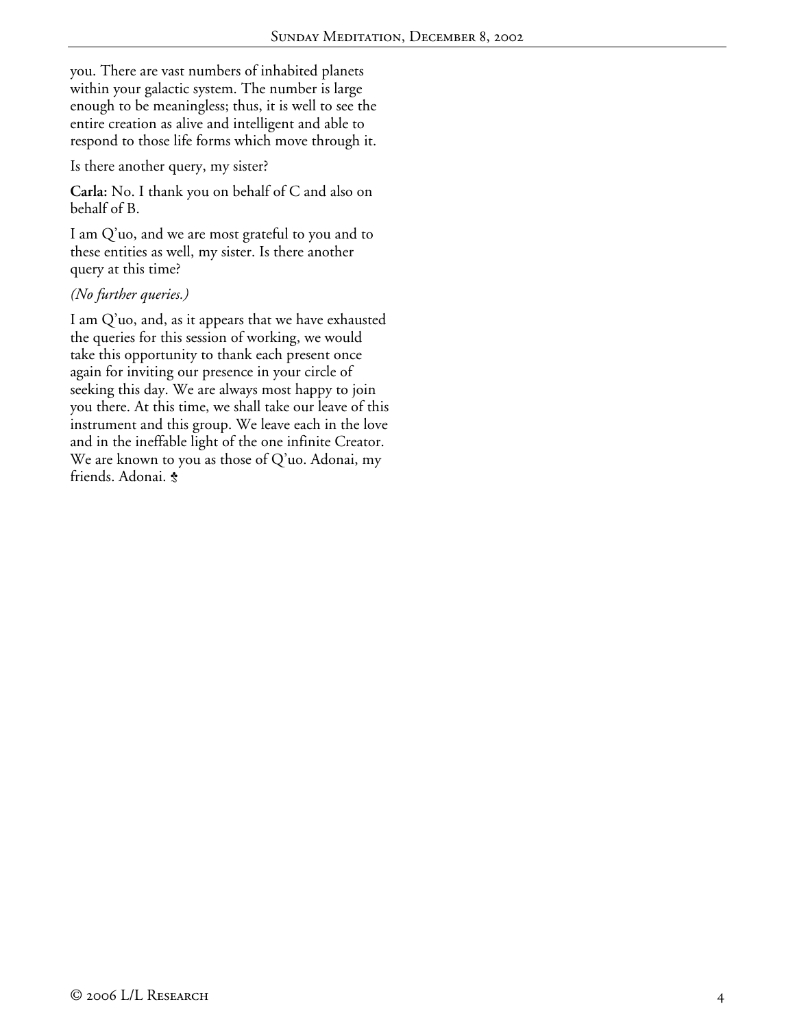you. There are vast numbers of inhabited planets within your galactic system. The number is large enough to be meaningless; thus, it is well to see the entire creation as alive and intelligent and able to respond to those life forms which move through it.

Is there another query, my sister?

**Carla:** No. I thank you on behalf of C and also on behalf of B.

I am Q'uo, and we are most grateful to you and to these entities as well, my sister. Is there another query at this time?

*(No further queries.)*

I am Q'uo, and, as it appears that we have exhausted the queries for this session of working, we would take this opportunity to thank each present once again for inviting our presence in your circle of seeking this day. We are always most happy to join you there. At this time, we shall take our leave of this instrument and this group. We leave each in the love and in the ineffable light of the one infinite Creator. We are known to you as those of Q'uo. Adonai, my friends. Adonai.